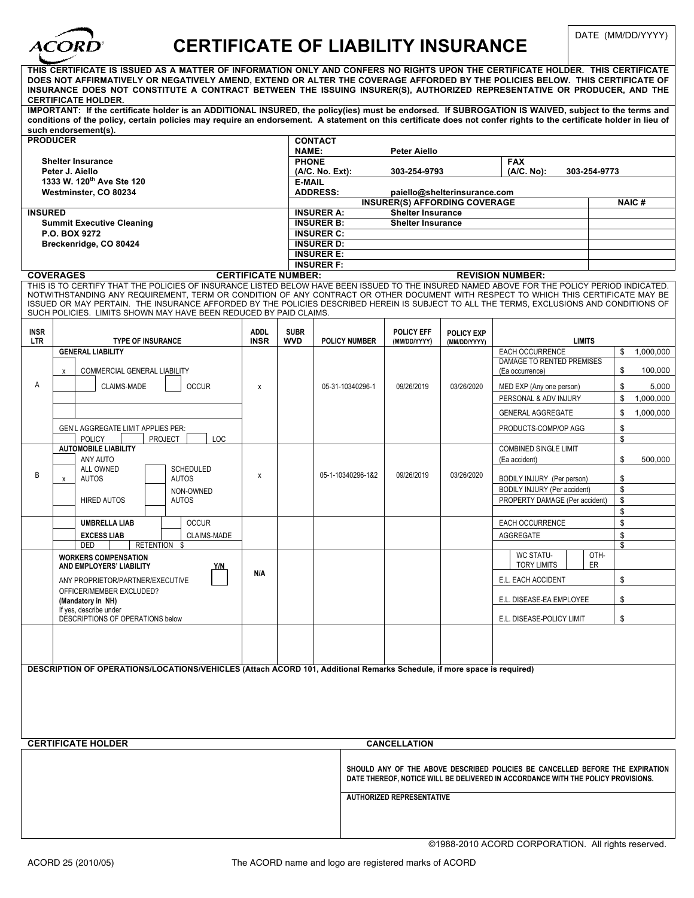# CERTIFICATE OF LIABILITY INSURANCE

DATE (MM/DD/YYYY)

**THIS CERTIFICATE IS ISSUED AS A MATTER OF INFORMATION ONLY AND CONFERS NO RIGHTS UPON THE CERTIFICATE HOLDER. THIS CERTIFICATE DOES NOT AFFIRMATIVELY OR NEGATIVELY AMEND, EXTEND OR ALTER THE COVERAGE AFFORDED BY THE POLICIES BELOW. THIS CERTIFICATE OF INSURANCE DOES NOT CONSTITUTE A CONTRACT BETWEEN THE ISSUING INSURER(S), AUTHORIZED REPRESENTATIVE OR PRODUCER, AND THE CERTIFICATE HOLDER.**

**IMPORTANT: If the certificate holder is an ADDITIONAL INSURED, the policy(ies) must be endorsed. If SUBROGATION IS WAIVED, subject to the terms and conditions of the policy, certain policies may require an endorsement. A statement on this certificate does not confer rights to the certificate holder in lieu of such endorsement(s).**

| PRODUCER | CONTACT | | | |
|---|---|---|---|---|
| Shelter Insurance<br>Peter J. Aiello<br>1333 W. 120th Ave Ste 120<br>Westminster, CO 80234 | NAME: Peter Aiello | | | |
| | PHONE (A/C. No. Ext): 303-254-9793 | FAX (A/C. No): 303-254-9773 | | |
| | E-MAIL ADDRESS: paiello@shelterinsurance.com | | | |
| | **INSURER(S) AFFORDING COVERAGE** | | **NAIC #** | |
| **INSURED** | INSURER A: Shelter Insurance | | | |
| Summit Executive Cleaning<br>P.O. BOX 9272<br>Breckenridge, CO 80424 | INSURER B: Shelter Insurance | | | |
| | INSURER C: | | | |
| | INSURER D: | | | |
| | INSURER E: | | | |
| | INSURER F: | | | |

**COVERAGES** | **CERTIFICATE NUMBER:** | **REVISION NUMBER:**

THIS IS TO CERTIFY THAT THE POLICIES OF INSURANCE LISTED BELOW HAVE BEEN ISSUED TO THE INSURED NAMED ABOVE FOR THE POLICY PERIOD INDICATED. NOTWITHSTANDING ANY REQUIREMENT, TERM OR CONDITION OF ANY CONTRACT OR OTHER DOCUMENT WITH RESPECT TO WHICH THIS CERTIFICATE MAY BE ISSUED OR MAY PERTAIN. THE INSURANCE AFFORDED BY THE POLICIES DESCRIBED HEREIN IS SUBJECT TO ALL THE TERMS, EXCLUSIONS AND CONDITIONS OF SUCH POLICIES. LIMITS SHOWN MAY HAVE BEEN REDUCED BY PAID CLAIMS.

| INSR LTR | TYPE OF INSURANCE | ADDL INSR | SUBR WVD | POLICY NUMBER | POLICY EFF (MM/DD/YYYY) | POLICY EXP (MM/DD/YYYY) | LIMITS | |
|---|---|---|---|---|---|---|---|---|
| A | **GENERAL LIABILITY**<br>x COMMERCIAL GENERAL LIABILITY<br>CLAIMS-MADE / OCCUR<br>GEN'L AGGREGATE LIMIT APPLIES PER: POLICY / PROJECT / LOC | x | | 05-31-10340296-1 | 09/26/2019 | 03/26/2020 | EACH OCCURRENCE | $ 1,000,000 |
| | | | | | | | DAMAGE TO RENTED PREMISES (Ea occurrence) | $ 100,000 |
| | | | | | | | MED EXP (Any one person) | $ 5,000 |
| | | | | | | | PERSONAL & ADV INJURY | $ 1,000,000 |
| | | | | | | | GENERAL AGGREGATE | $ 1,000,000 |
| | | | | | | | PRODUCTS-COMP/OP AGG | $ |
| | | | | | | | | $ |
| B | **AUTOMOBILE LIABILITY**<br>ANY AUTO<br>x ALL OWNED AUTOS / SCHEDULED AUTOS<br>HIRED AUTOS / NON-OWNED AUTOS | x | | 05-1-10340296-1&2 | 09/26/2019 | 03/26/2020 | COMBINED SINGLE LIMIT (Ea accident) | $ 500,000 |
| | | | | | | | BODILY INJURY (Per person) | $ |
| | | | | | | | BODILY INJURY (Per accident) | $ |
| | | | | | | | PROPERTY DAMAGE (Per accident) | $ |
| | | | | | | | | $ |
| | **UMBRELLA LIAB** / OCCUR<br>**EXCESS LIAB** / CLAIMS-MADE<br>DED / RETENTION $ | | | | | | EACH OCCURRENCE | $ |
| | | | | | | | AGGREGATE | $ |
| | | | | | | | | $ |
| | **WORKERS COMPENSATION AND EMPLOYERS' LIABILITY** Y/N<br>ANY PROPRIETOR/PARTNER/EXECUTIVE OFFICER/MEMBER EXCLUDED?<br>**(Mandatory in NH)**<br>If yes, describe under DESCRIPTIONS OF OPERATIONS below | N/A | | | | | WC STATU-TORY LIMITS / OTH-ER | |
| | | | | | | | E.L. EACH ACCIDENT | $ |
| | | | | | | | E.L. DISEASE-EA EMPLOYEE | $ |
| | | | | | | | E.L. DISEASE-POLICY LIMIT | $ |

**DESCRIPTION OF OPERATIONS/LOCATIONS/VEHICLES (Attach ACORD 101, Additional Remarks Schedule, if more space is required)**

| CERTIFICATE HOLDER | CANCELLATION |
|---|---|
| | **SHOULD ANY OF THE ABOVE DESCRIBED POLICIES BE CANCELLED BEFORE THE EXPIRATION DATE THEREOF, NOTICE WILL BE DELIVERED IN ACCORDANCE WITH THE POLICY PROVISIONS.** |
| | **AUTHORIZED REPRESENTATIVE** |

©1988-2010 ACORD CORPORATION. All rights reserved.

ACORD 25 (2010/05) The ACORD name and logo are registered marks of ACORD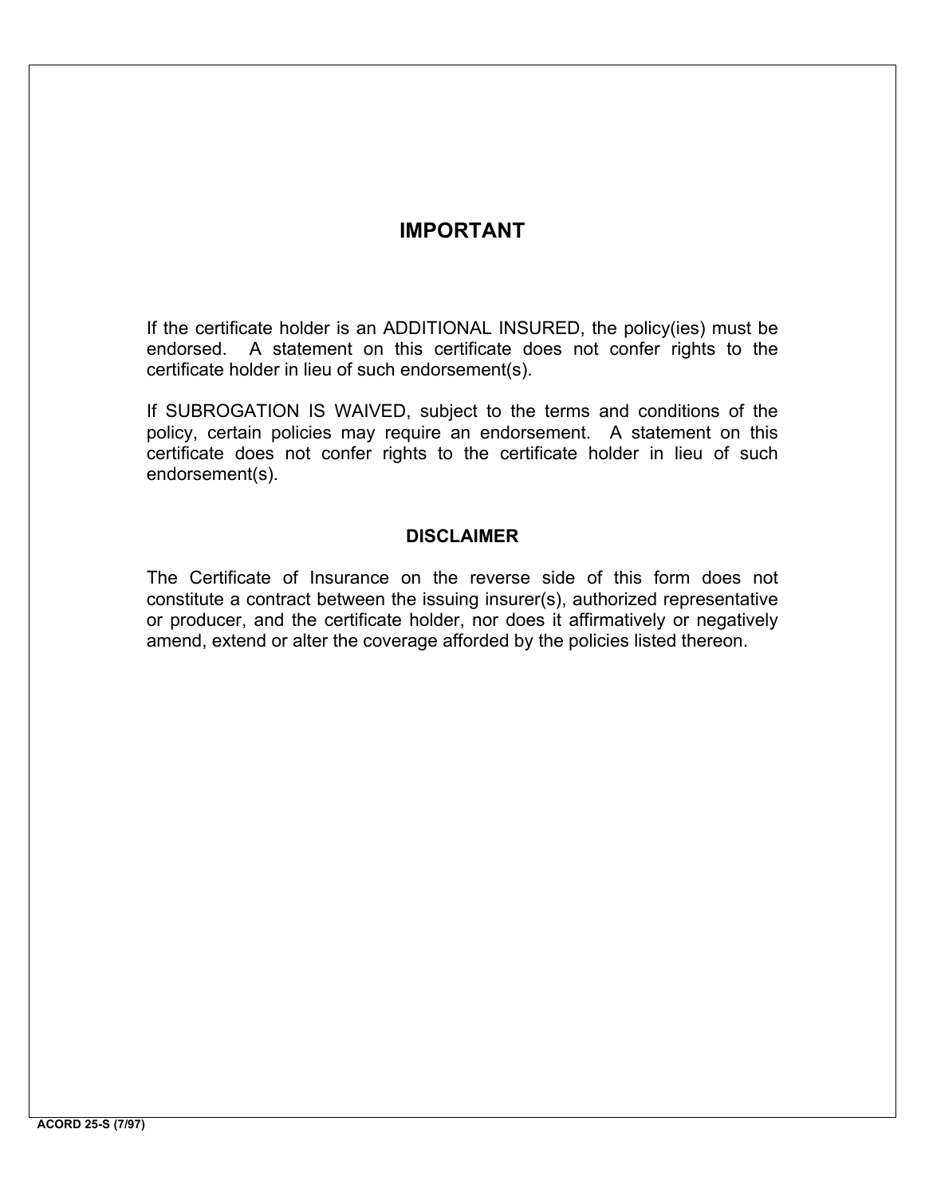## IMPORTANT

If the certificate holder is an ADDITIONAL INSURED, the policy(ies) must be endorsed. A statement on this certificate does not confer rights to the certificate holder in lieu of such endorsement(s).

If SUBROGATION IS WAIVED, subject to the terms and conditions of the policy, certain policies may require an endorsement. A statement on this certificate does not confer rights to the certificate holder in lieu of such endorsement(s).

### DISCLAIMER

The Certificate of Insurance on the reverse side of this form does not constitute a contract between the issuing insurer(s), authorized representative or producer, and the certificate holder, nor does it affirmatively or negatively amend, extend or alter the coverage afforded by the policies listed thereon.

ACORD 25-S (7/97)